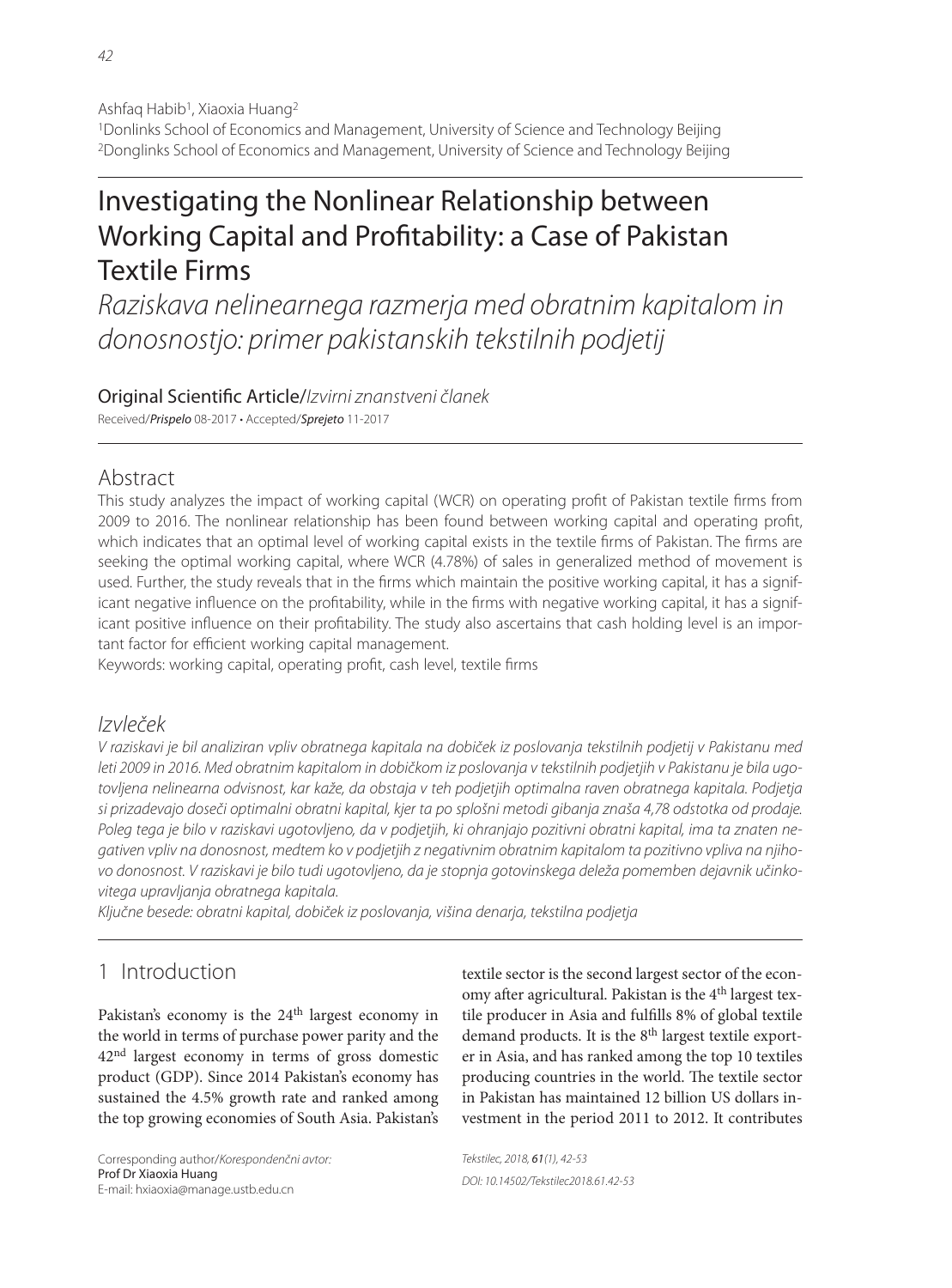Ashfaq Habib[1], Xiaoxia Huang[2]

[1]Donlinks School of Economics and Management, University of Science and Technology Beijing
[2]Donglinks School of Economics and Management, University of Science and Technology Beijing

# Investigating the Nonlinear Relationship between Working Capital and Profitability: a Case of Pakistan Textile Firms

*Raziskava nelinearnega razmerja med obratnim kapitalom in donosnostjo: primer pakistanskih tekstilnih podjetij*

Original Scientific Article/*Izvirni znanstveni članek*

Received/***Prispelo*** 08-2017 • Accepted/***Sprejeto*** 11-2017

## Abstract

This study analyzes the impact of working capital (WCR) on operating profit of Pakistan textile firms from 2009 to 2016. The nonlinear relationship has been found between working capital and operating profit, which indicates that an optimal level of working capital exists in the textile firms of Pakistan. The firms are seeking the optimal working capital, where WCR (4.78%) of sales in generalized method of movement is used. Further, the study reveals that in the firms which maintain the positive working capital, it has a significant negative influence on the profitability, while in the firms with negative working capital, it has a significant positive influence on their profitability. The study also ascertains that cash holding level is an important factor for efficient working capital management.

Keywords: working capital, operating profit, cash level, textile firms

## *Izvleček*

*V raziskavi je bil analiziran vpliv obratnega kapitala na dobiček iz poslovanja tekstilnih podjetij v Pakistanu med leti 2009 in 2016. Med obratnim kapitalom in dobičkom iz poslovanja v tekstilnih podjetjih v Pakistanu je bila ugotovljena nelinearna odvisnost, kar kaže, da obstaja v teh podjetjih optimalna raven obratnega kapitala. Podjetja si prizadevajo doseči optimalni obratni kapital, kjer ta po splošni metodi gibanja znaša 4,78 odstotka od prodaje. Poleg tega je bilo v raziskavi ugotovljeno, da v podjetjih, ki ohranjajo pozitivni obratni kapital, ima ta znaten negativen vpliv na donosnost, medtem ko v podjetjih z negativnim obratnim kapitalom ta pozitivno vpliva na njihovo donosnost. V raziskavi je bilo tudi ugotovljeno, da je stopnja gotovinskega deleža pomemben dejavnik učinkovitega upravljanja obratnega kapitala.*

*Ključne besede: obratni kapital, dobiček iz poslovanja, višina denarja, tekstilna podjetja*

## 1 Introduction

Pakistan's economy is the 24th largest economy in the world in terms of purchase power parity and the 42nd largest economy in terms of gross domestic product (GDP). Since 2014 Pakistan's economy has sustained the 4.5% growth rate and ranked among the top growing economies of South Asia. Pakistan's textile sector is the second largest sector of the economy after agricultural. Pakistan is the 4th largest textile producer in Asia and fulfills 8% of global textile demand products. It is the 8th largest textile exporter in Asia, and has ranked among the top 10 textiles producing countries in the world. The textile sector in Pakistan has maintained 12 billion US dollars investment in the period 2011 to 2012. It contributes

Corresponding author/*Korespondenčni avtor:*
Prof Dr Xiaoxia Huang
E-mail: hxiaoxia@manage.ustb.edu.cn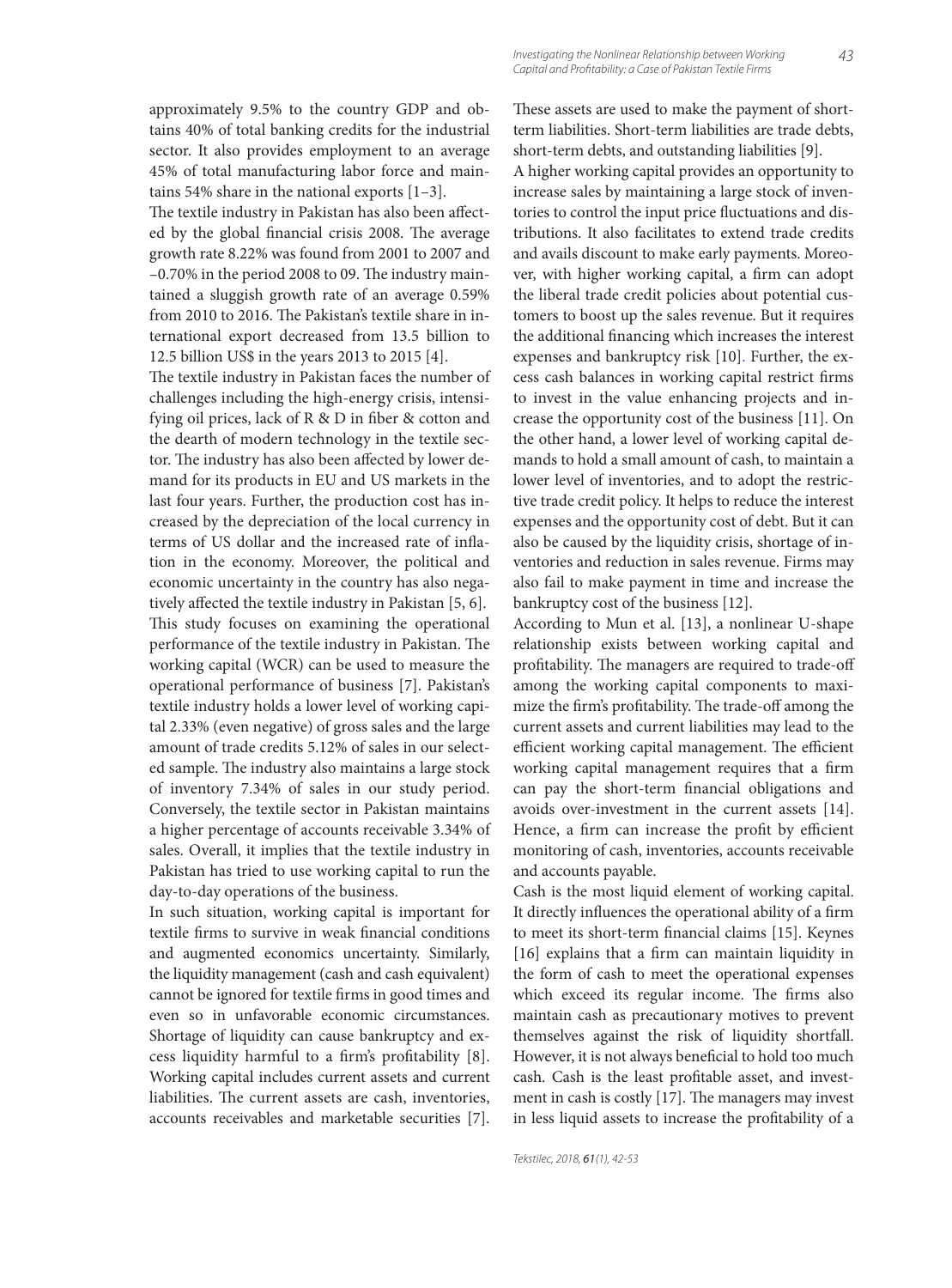approximately 9.5% to the country GDP and obtains 40% of total banking credits for the industrial sector. It also provides employment to an average 45% of total manufacturing labor force and maintains 54% share in the national exports [1–3].

The textile industry in Pakistan has also been affected by the global financial crisis 2008. The average growth rate 8.22% was found from 2001 to 2007 and –0.70% in the period 2008 to 09. The industry maintained a sluggish growth rate of an average 0.59% from 2010 to 2016. The Pakistan's textile share in international export decreased from 13.5 billion to 12.5 billion US$ in the years 2013 to 2015 [4].

The textile industry in Pakistan faces the number of challenges including the high-energy crisis, intensifying oil prices, lack of R & D in fiber & cotton and the dearth of modern technology in the textile sector. The industry has also been affected by lower demand for its products in EU and US markets in the last four years. Further, the production cost has increased by the depreciation of the local currency in terms of US dollar and the increased rate of inflation in the economy. Moreover, the political and economic uncertainty in the country has also negatively affected the textile industry in Pakistan [5, 6].

This study focuses on examining the operational performance of the textile industry in Pakistan. The working capital (WCR) can be used to measure the operational performance of business [7]. Pakistan's textile industry holds a lower level of working capital 2.33% (even negative) of gross sales and the large amount of trade credits 5.12% of sales in our selected sample. The industry also maintains a large stock of inventory 7.34% of sales in our study period. Conversely, the textile sector in Pakistan maintains a higher percentage of accounts receivable 3.34% of sales. Overall, it implies that the textile industry in Pakistan has tried to use working capital to run the day-to-day operations of the business.

In such situation, working capital is important for textile firms to survive in weak financial conditions and augmented economics uncertainty. Similarly, the liquidity management (cash and cash equivalent) cannot be ignored for textile firms in good times and even so in unfavorable economic circumstances. Shortage of liquidity can cause bankruptcy and excess liquidity harmful to a firm's profitability [8]. Working capital includes current assets and current liabilities. The current assets are cash, inventories, accounts receivables and marketable securities [7]. These assets are used to make the payment of short-term liabilities. Short-term liabilities are trade debts, short-term debts, and outstanding liabilities [9].

A higher working capital provides an opportunity to increase sales by maintaining a large stock of inventories to control the input price fluctuations and distributions. It also facilitates to extend trade credits and avails discount to make early payments. Moreover, with higher working capital, a firm can adopt the liberal trade credit policies about potential customers to boost up the sales revenue. But it requires the additional financing which increases the interest expenses and bankruptcy risk [10]. Further, the excess cash balances in working capital restrict firms to invest in the value enhancing projects and increase the opportunity cost of the business [11]. On the other hand, a lower level of working capital demands to hold a small amount of cash, to maintain a lower level of inventories, and to adopt the restrictive trade credit policy. It helps to reduce the interest expenses and the opportunity cost of debt. But it can also be caused by the liquidity crisis, shortage of inventories and reduction in sales revenue. Firms may also fail to make payment in time and increase the bankruptcy cost of the business [12].

According to Mun et al. [13], a nonlinear U-shape relationship exists between working capital and profitability. The managers are required to trade-off among the working capital components to maximize the firm's profitability. The trade-off among the current assets and current liabilities may lead to the efficient working capital management. The efficient working capital management requires that a firm can pay the short-term financial obligations and avoids over-investment in the current assets [14]. Hence, a firm can increase the profit by efficient monitoring of cash, inventories, accounts receivable and accounts payable.

Cash is the most liquid element of working capital. It directly influences the operational ability of a firm to meet its short-term financial claims [15]. Keynes [16] explains that a firm can maintain liquidity in the form of cash to meet the operational expenses which exceed its regular income. The firms also maintain cash as precautionary motives to prevent themselves against the risk of liquidity shortfall. However, it is not always beneficial to hold too much cash. Cash is the least profitable asset, and investment in cash is costly [17]. The managers may invest in less liquid assets to increase the profitability of a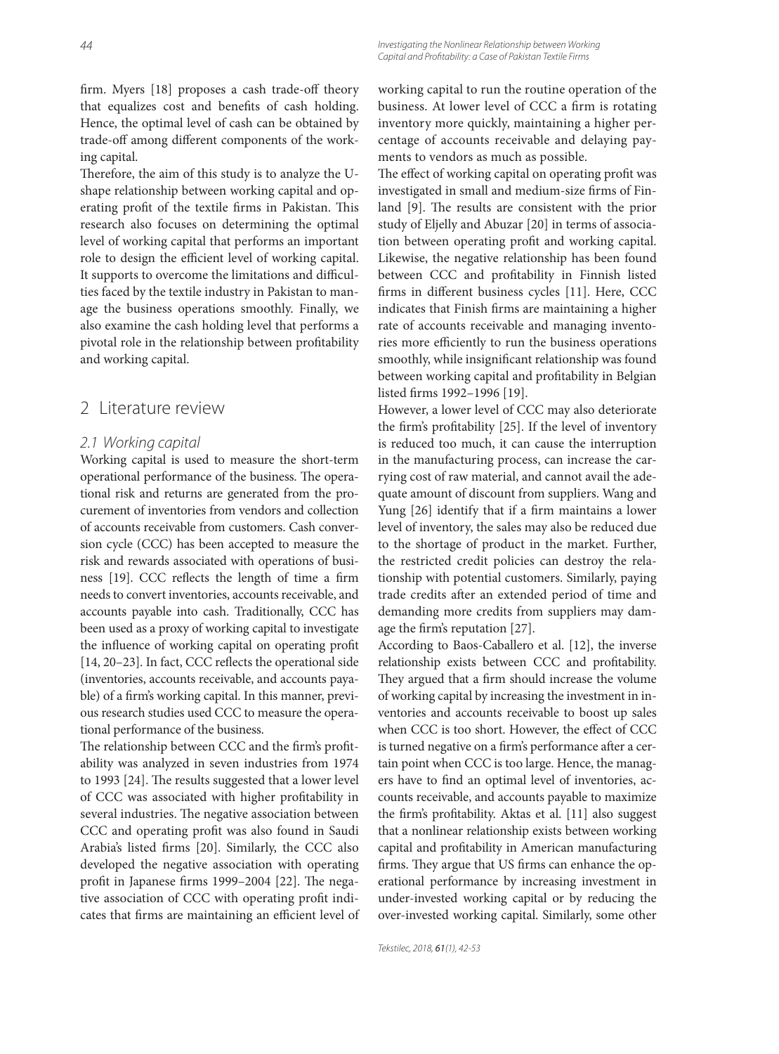firm. Myers [18] proposes a cash trade-off theory that equalizes cost and benefits of cash holding. Hence, the optimal level of cash can be obtained by trade-off among different components of the working capital.

Therefore, the aim of this study is to analyze the U-shape relationship between working capital and operating profit of the textile firms in Pakistan. This research also focuses on determining the optimal level of working capital that performs an important role to design the efficient level of working capital. It supports to overcome the limitations and difficulties faced by the textile industry in Pakistan to manage the business operations smoothly. Finally, we also examine the cash holding level that performs a pivotal role in the relationship between profitability and working capital.

## 2 Literature review

### 2.1 Working capital

Working capital is used to measure the short-term operational performance of the business. The operational risk and returns are generated from the procurement of inventories from vendors and collection of accounts receivable from customers. Cash conversion cycle (CCC) has been accepted to measure the risk and rewards associated with operations of business [19]. CCC reflects the length of time a firm needs to convert inventories, accounts receivable, and accounts payable into cash. Traditionally, CCC has been used as a proxy of working capital to investigate the influence of working capital on operating profit [14, 20–23]. In fact, CCC reflects the operational side (inventories, accounts receivable, and accounts payable) of a firm's working capital. In this manner, previous research studies used CCC to measure the operational performance of the business.

The relationship between CCC and the firm's profitability was analyzed in seven industries from 1974 to 1993 [24]. The results suggested that a lower level of CCC was associated with higher profitability in several industries. The negative association between CCC and operating profit was also found in Saudi Arabia's listed firms [20]. Similarly, the CCC also developed the negative association with operating profit in Japanese firms 1999–2004 [22]. The negative association of CCC with operating profit indicates that firms are maintaining an efficient level of working capital to run the routine operation of the business. At lower level of CCC a firm is rotating inventory more quickly, maintaining a higher percentage of accounts receivable and delaying payments to vendors as much as possible.

The effect of working capital on operating profit was investigated in small and medium-size firms of Finland [9]. The results are consistent with the prior study of Eljelly and Abuzar [20] in terms of association between operating profit and working capital. Likewise, the negative relationship has been found between CCC and profitability in Finnish listed firms in different business cycles [11]. Here, CCC indicates that Finish firms are maintaining a higher rate of accounts receivable and managing inventories more efficiently to run the business operations smoothly, while insignificant relationship was found between working capital and profitability in Belgian listed firms 1992–1996 [19].

However, a lower level of CCC may also deteriorate the firm's profitability [25]. If the level of inventory is reduced too much, it can cause the interruption in the manufacturing process, can increase the carrying cost of raw material, and cannot avail the adequate amount of discount from suppliers. Wang and Yung [26] identify that if a firm maintains a lower level of inventory, the sales may also be reduced due to the shortage of product in the market. Further, the restricted credit policies can destroy the relationship with potential customers. Similarly, paying trade credits after an extended period of time and demanding more credits from suppliers may damage the firm's reputation [27].

According to Baos-Caballero et al. [12], the inverse relationship exists between CCC and profitability. They argued that a firm should increase the volume of working capital by increasing the investment in inventories and accounts receivable to boost up sales when CCC is too short. However, the effect of CCC is turned negative on a firm's performance after a certain point when CCC is too large. Hence, the managers have to find an optimal level of inventories, accounts receivable, and accounts payable to maximize the firm's profitability. Aktas et al. [11] also suggest that a nonlinear relationship exists between working capital and profitability in American manufacturing firms. They argue that US firms can enhance the operational performance by increasing investment in under-invested working capital or by reducing the over-invested working capital. Similarly, some other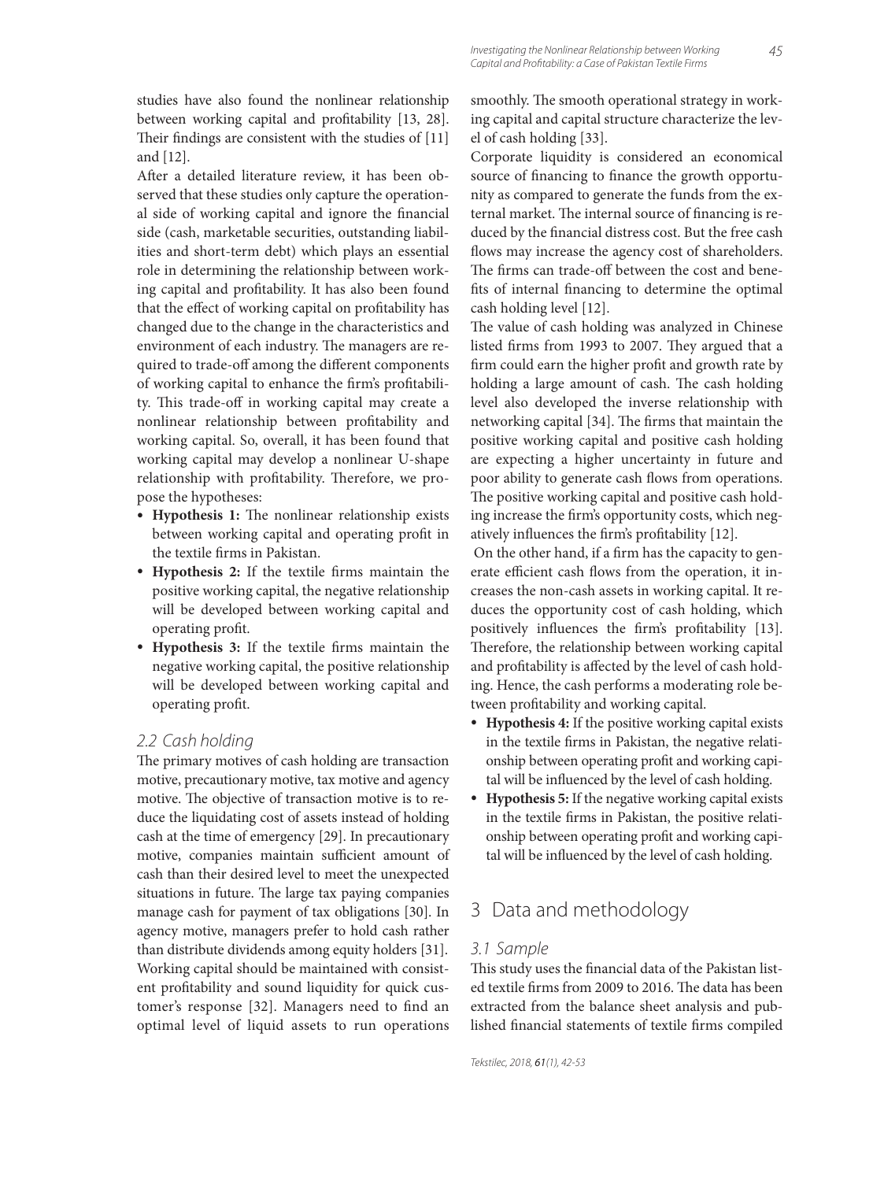studies have also found the nonlinear relationship between working capital and profitability [13, 28]. Their findings are consistent with the studies of [11] and [12].

After a detailed literature review, it has been observed that these studies only capture the operational side of working capital and ignore the financial side (cash, marketable securities, outstanding liabilities and short-term debt) which plays an essential role in determining the relationship between working capital and profitability. It has also been found that the effect of working capital on profitability has changed due to the change in the characteristics and environment of each industry. The managers are required to trade-off among the different components of working capital to enhance the firm's profitability. This trade-off in working capital may create a nonlinear relationship between profitability and working capital. So, overall, it has been found that working capital may develop a nonlinear U-shape relationship with profitability. Therefore, we propose the hypotheses:

- **Hypothesis 1:** The nonlinear relationship exists between working capital and operating profit in the textile firms in Pakistan.
- **Hypothesis 2:** If the textile firms maintain the positive working capital, the negative relationship will be developed between working capital and operating profit.
- **Hypothesis 3:** If the textile firms maintain the negative working capital, the positive relationship will be developed between working capital and operating profit.

### 2.2 Cash holding

The primary motives of cash holding are transaction motive, precautionary motive, tax motive and agency motive. The objective of transaction motive is to reduce the liquidating cost of assets instead of holding cash at the time of emergency [29]. In precautionary motive, companies maintain sufficient amount of cash than their desired level to meet the unexpected situations in future. The large tax paying companies manage cash for payment of tax obligations [30]. In agency motive, managers prefer to hold cash rather than distribute dividends among equity holders [31]. Working capital should be maintained with consistent profitability and sound liquidity for quick customer's response [32]. Managers need to find an optimal level of liquid assets to run operations smoothly. The smooth operational strategy in working capital and capital structure characterize the level of cash holding [33].

Corporate liquidity is considered an economical source of financing to finance the growth opportunity as compared to generate the funds from the external market. The internal source of financing is reduced by the financial distress cost. But the free cash flows may increase the agency cost of shareholders. The firms can trade-off between the cost and benefits of internal financing to determine the optimal cash holding level [12].

The value of cash holding was analyzed in Chinese listed firms from 1993 to 2007. They argued that a firm could earn the higher profit and growth rate by holding a large amount of cash. The cash holding level also developed the inverse relationship with networking capital [34]. The firms that maintain the positive working capital and positive cash holding are expecting a higher uncertainty in future and poor ability to generate cash flows from operations. The positive working capital and positive cash holding increase the firm's opportunity costs, which negatively influences the firm's profitability [12].

On the other hand, if a firm has the capacity to generate efficient cash flows from the operation, it increases the non-cash assets in working capital. It reduces the opportunity cost of cash holding, which positively influences the firm's profitability [13]. Therefore, the relationship between working capital and profitability is affected by the level of cash holding. Hence, the cash performs a moderating role between profitability and working capital.

- **Hypothesis 4:** If the positive working capital exists in the textile firms in Pakistan, the negative relationship between operating profit and working capital will be influenced by the level of cash holding.
- **Hypothesis 5:** If the negative working capital exists in the textile firms in Pakistan, the positive relationship between operating profit and working capital will be influenced by the level of cash holding.

## 3 Data and methodology

### 3.1 Sample

This study uses the financial data of the Pakistan listed textile firms from 2009 to 2016. The data has been extracted from the balance sheet analysis and published financial statements of textile firms compiled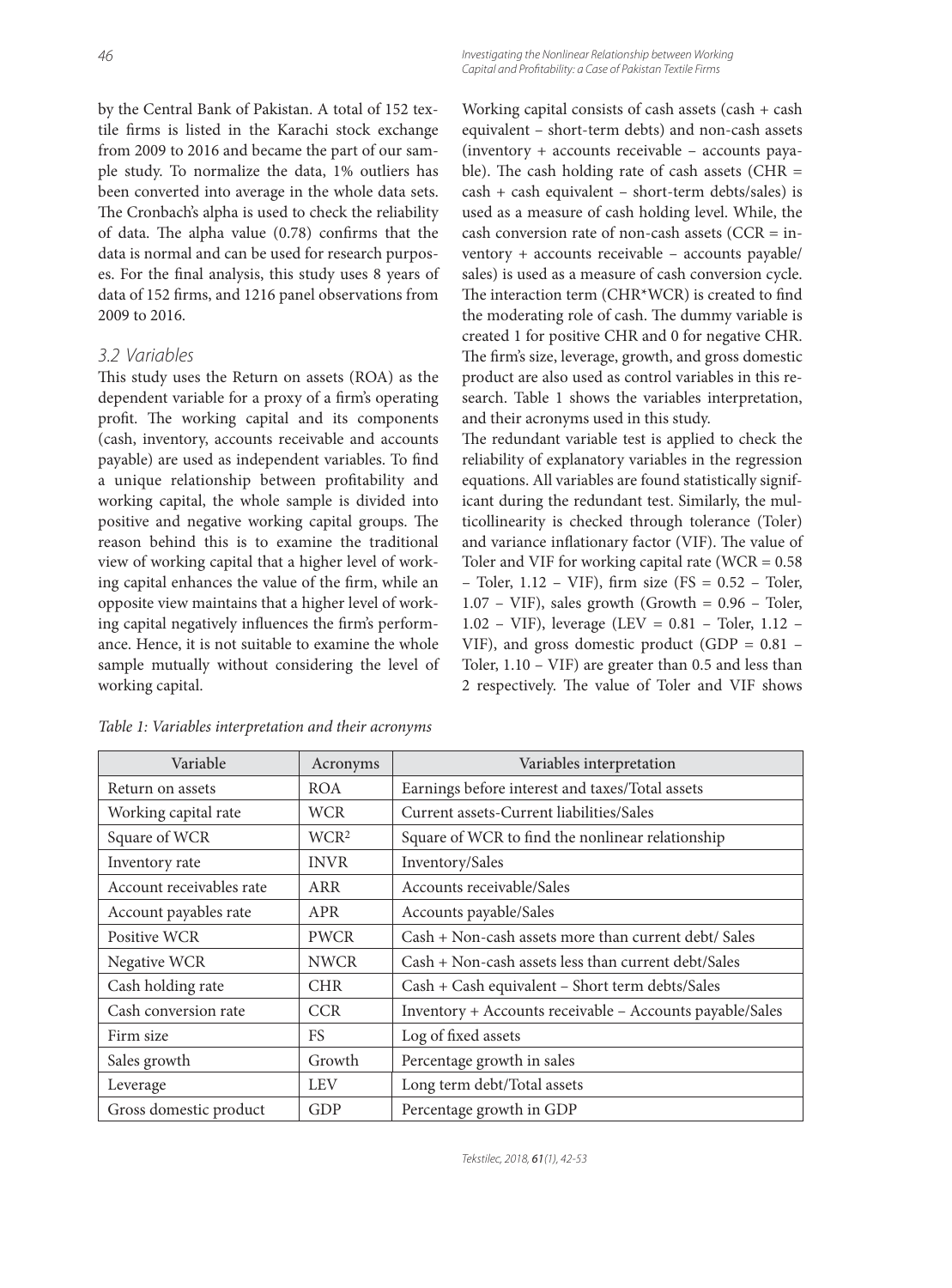by the Central Bank of Pakistan. A total of 152 textile firms is listed in the Karachi stock exchange from 2009 to 2016 and became the part of our sample study. To normalize the data, 1% outliers has been converted into average in the whole data sets. The Cronbach's alpha is used to check the reliability of data. The alpha value (0.78) confirms that the data is normal and can be used for research purposes. For the final analysis, this study uses 8 years of data of 152 firms, and 1216 panel observations from 2009 to 2016.

### 3.2 Variables

This study uses the Return on assets (ROA) as the dependent variable for a proxy of a firm's operating profit. The working capital and its components (cash, inventory, accounts receivable and accounts payable) are used as independent variables. To find a unique relationship between profitability and working capital, the whole sample is divided into positive and negative working capital groups. The reason behind this is to examine the traditional view of working capital that a higher level of working capital enhances the value of the firm, while an opposite view maintains that a higher level of working capital negatively influences the firm's performance. Hence, it is not suitable to examine the whole sample mutually without considering the level of working capital.

Working capital consists of cash assets (cash + cash equivalent – short-term debts) and non-cash assets (inventory + accounts receivable – accounts payable). The cash holding rate of cash assets (CHR = cash + cash equivalent – short-term debts/sales) is used as a measure of cash holding level. While, the cash conversion rate of non-cash assets (CCR = inventory + accounts receivable – accounts payable/sales) is used as a measure of cash conversion cycle. The interaction term (CHR*WCR) is created to find the moderating role of cash. The dummy variable is created 1 for positive CHR and 0 for negative CHR. The firm's size, leverage, growth, and gross domestic product are also used as control variables in this research. Table 1 shows the variables interpretation, and their acronyms used in this study.

The redundant variable test is applied to check the reliability of explanatory variables in the regression equations. All variables are found statistically significant during the redundant test. Similarly, the multicollinearity is checked through tolerance (Toler) and variance inflationary factor (VIF). The value of Toler and VIF for working capital rate (WCR = 0.58 – Toler, 1.12 – VIF), firm size (FS = 0.52 – Toler, 1.07 – VIF), sales growth (Growth = 0.96 – Toler, 1.02 – VIF), leverage (LEV = 0.81 – Toler, 1.12 – VIF), and gross domestic product (GDP = 0.81 – Toler, 1.10 – VIF) are greater than 0.5 and less than 2 respectively. The value of Toler and VIF shows

*Table 1: Variables interpretation and their acronyms*

| Variable | Acronyms | Variables interpretation |
| --- | --- | --- |
| Return on assets | ROA | Earnings before interest and taxes/Total assets |
| Working capital rate | WCR | Current assets-Current liabilities/Sales |
| Square of WCR | $WCR^2$ | Square of WCR to find the nonlinear relationship |
| Inventory rate | INVR | Inventory/Sales |
| Account receivables rate | ARR | Accounts receivable/Sales |
| Account payables rate | APR | Accounts payable/Sales |
| Positive WCR | PWCR | Cash + Non-cash assets more than current debt/ Sales |
| Negative WCR | NWCR | Cash + Non-cash assets less than current debt/Sales |
| Cash holding rate | CHR | Cash + Cash equivalent – Short term debts/Sales |
| Cash conversion rate | CCR | Inventory + Accounts receivable – Accounts payable/Sales |
| Firm size | FS | Log of fixed assets |
| Sales growth | Growth | Percentage growth in sales |
| Leverage | LEV | Long term debt/Total assets |
| Gross domestic product | GDP | Percentage growth in GDP |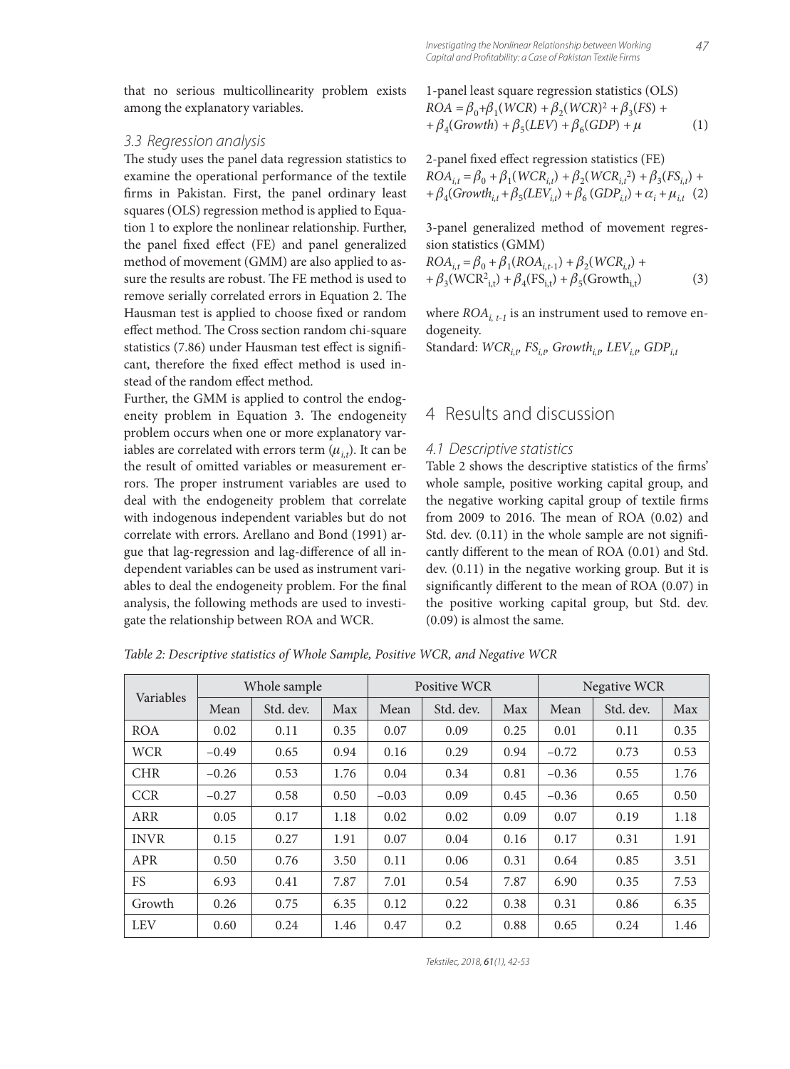that no serious multicollinearity problem exists among the explanatory variables.

### 3.3 Regression analysis

The study uses the panel data regression statistics to examine the operational performance of the textile firms in Pakistan. First, the panel ordinary least squares (OLS) regression method is applied to Equation 1 to explore the nonlinear relationship. Further, the panel fixed effect (FE) and panel generalized method of movement (GMM) are also applied to assure the results are robust. The FE method is used to remove serially correlated errors in Equation 2. The Hausman test is applied to choose fixed or random effect method. The Cross section random chi-square statistics (7.86) under Hausman test effect is significant, therefore the fixed effect method is used instead of the random effect method.

Further, the GMM is applied to control the endogeneity problem in Equation 3. The endogeneity problem occurs when one or more explanatory variables are correlated with errors term ($\mu_{i,t}$). It can be the result of omitted variables or measurement errors. The proper instrument variables are used to deal with the endogeneity problem that correlate with indogenous independent variables but do not correlate with errors. Arellano and Bond (1991) argue that lag-regression and lag-difference of all independent variables can be used as instrument variables to deal the endogeneity problem. For the final analysis, the following methods are used to investigate the relationship between ROA and WCR.

1-panel least square regression statistics (OLS)

$$ROA = \beta_0 + \beta_1(WCR) + \beta_2(WCR)^2 + \beta_3(FS) + \beta_4(Growth) + \beta_5(LEV) + \beta_6(GDP) + \mu \quad (1)$$

2-panel fixed effect regression statistics (FE)

$$ROA_{i,t} = \beta_0 + \beta_1(WCR_{i,t}) + \beta_2(WCR_{i,t}^2) + \beta_3(FS_{i,t}) + \beta_4(Growth_{i,t} + \beta_5(LEV_{i,t}) + \beta_6(GDP_{i,t}) + \alpha_i + \mu_{i,t} \quad (2)$$

3-panel generalized method of movement regression statistics (GMM)

$$ROA_{i,t} = \beta_0 + \beta_1(ROA_{i,t-1}) + \beta_2(WCR_{i,t}) + \beta_3(WCR^2_{i,t}) + \beta_4(FS_{i,t}) + \beta_5(Growth_{i,t}) \quad (3)$$

where $ROA_{i,\,t-1}$ is an instrument used to remove endogeneity.

Standard: $WCR_{i,t}$, $FS_{i,t}$, $Growth_{i,t}$, $LEV_{i,t}$, $GDP_{i,t}$

## 4 Results and discussion

### 4.1 Descriptive statistics

Table 2 shows the descriptive statistics of the firms' whole sample, positive working capital group, and the negative working capital group of textile firms from 2009 to 2016. The mean of ROA (0.02) and Std. dev. (0.11) in the whole sample are not significantly different to the mean of ROA (0.01) and Std. dev. (0.11) in the negative working group. But it is significantly different to the mean of ROA (0.07) in the positive working capital group, but Std. dev. (0.09) is almost the same.

*Table 2: Descriptive statistics of Whole Sample, Positive WCR, and Negative WCR*

| Variables | Whole sample | | | Positive WCR | | | Negative WCR | | |
|---|---|---|---|---|---|---|---|---|---|
| | Mean | Std. dev. | Max | Mean | Std. dev. | Max | Mean | Std. dev. | Max |
| ROA | 0.02 | 0.11 | 0.35 | 0.07 | 0.09 | 0.25 | 0.01 | 0.11 | 0.35 |
| WCR | −0.49 | 0.65 | 0.94 | 0.16 | 0.29 | 0.94 | −0.72 | 0.73 | 0.53 |
| CHR | −0.26 | 0.53 | 1.76 | 0.04 | 0.34 | 0.81 | −0.36 | 0.55 | 1.76 |
| CCR | −0.27 | 0.58 | 0.50 | −0.03 | 0.09 | 0.45 | −0.36 | 0.65 | 0.50 |
| ARR | 0.05 | 0.17 | 1.18 | 0.02 | 0.02 | 0.09 | 0.07 | 0.19 | 1.18 |
| INVR | 0.15 | 0.27 | 1.91 | 0.07 | 0.04 | 0.16 | 0.17 | 0.31 | 1.91 |
| APR | 0.50 | 0.76 | 3.50 | 0.11 | 0.06 | 0.31 | 0.64 | 0.85 | 3.51 |
| FS | 6.93 | 0.41 | 7.87 | 7.01 | 0.54 | 7.87 | 6.90 | 0.35 | 7.53 |
| Growth | 0.26 | 0.75 | 6.35 | 0.12 | 0.22 | 0.38 | 0.31 | 0.86 | 6.35 |
| LEV | 0.60 | 0.24 | 1.46 | 0.47 | 0.2 | 0.88 | 0.65 | 0.24 | 1.46 |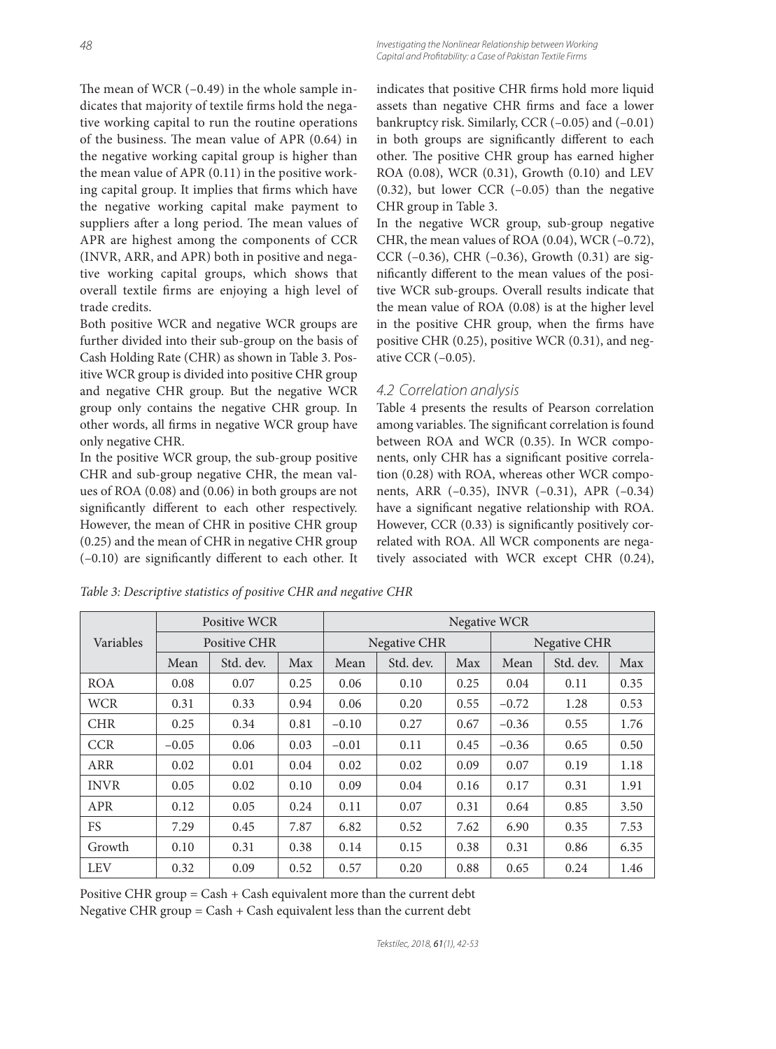The mean of WCR (–0.49) in the whole sample indicates that majority of textile firms hold the negative working capital to run the routine operations of the business. The mean value of APR (0.64) in the negative working capital group is higher than the mean value of APR (0.11) in the positive working capital group. It implies that firms which have the negative working capital make payment to suppliers after a long period. The mean values of APR are highest among the components of CCR (INVR, ARR, and APR) both in positive and negative working capital groups, which shows that overall textile firms are enjoying a high level of trade credits.

Both positive WCR and negative WCR groups are further divided into their sub-group on the basis of Cash Holding Rate (CHR) as shown in Table 3. Positive WCR group is divided into positive CHR group and negative CHR group. But the negative WCR group only contains the negative CHR group. In other words, all firms in negative WCR group have only negative CHR.

In the positive WCR group, the sub-group positive CHR and sub-group negative CHR, the mean values of ROA (0.08) and (0.06) in both groups are not significantly different to each other respectively. However, the mean of CHR in positive CHR group (0.25) and the mean of CHR in negative CHR group (–0.10) are significantly different to each other. It indicates that positive CHR firms hold more liquid assets than negative CHR firms and face a lower bankruptcy risk. Similarly, CCR (–0.05) and (–0.01) in both groups are significantly different to each other. The positive CHR group has earned higher ROA (0.08), WCR (0.31), Growth (0.10) and LEV (0.32), but lower CCR (–0.05) than the negative CHR group in Table 3.

In the negative WCR group, sub-group negative CHR, the mean values of ROA (0.04), WCR (–0.72), CCR (–0.36), CHR (–0.36), Growth (0.31) are significantly different to the mean values of the positive WCR sub-groups. Overall results indicate that the mean value of ROA (0.08) is at the higher level in the positive CHR group, when the firms have positive CHR (0.25), positive WCR (0.31), and negative CCR (–0.05).

### 4.2 Correlation analysis

Table 4 presents the results of Pearson correlation among variables. The significant correlation is found between ROA and WCR (0.35). In WCR components, only CHR has a significant positive correlation (0.28) with ROA, whereas other WCR components, ARR (–0.35), INVR (–0.31), APR (–0.34) have a significant negative relationship with ROA. However, CCR (0.33) is significantly positively correlated with ROA. All WCR components are negatively associated with WCR except CHR (0.24),

*Table 3: Descriptive statistics of positive CHR and negative CHR*

| Variables | Positive WCR | | | Negative WCR | | | | | |
|---|---|---|---|---|---|---|---|---|---|
| | Positive CHR | | | Negative CHR | | | Negative CHR | | |
| | Mean | Std. dev. | Max | Mean | Std. dev. | Max | Mean | Std. dev. | Max |
| ROA | 0.08 | 0.07 | 0.25 | 0.06 | 0.10 | 0.25 | 0.04 | 0.11 | 0.35 |
| WCR | 0.31 | 0.33 | 0.94 | 0.06 | 0.20 | 0.55 | −0.72 | 1.28 | 0.53 |
| CHR | 0.25 | 0.34 | 0.81 | −0.10 | 0.27 | 0.67 | −0.36 | 0.55 | 1.76 |
| CCR | −0.05 | 0.06 | 0.03 | −0.01 | 0.11 | 0.45 | −0.36 | 0.65 | 0.50 |
| ARR | 0.02 | 0.01 | 0.04 | 0.02 | 0.02 | 0.09 | 0.07 | 0.19 | 1.18 |
| INVR | 0.05 | 0.02 | 0.10 | 0.09 | 0.04 | 0.16 | 0.17 | 0.31 | 1.91 |
| APR | 0.12 | 0.05 | 0.24 | 0.11 | 0.07 | 0.31 | 0.64 | 0.85 | 3.50 |
| FS | 7.29 | 0.45 | 7.87 | 6.82 | 0.52 | 7.62 | 6.90 | 0.35 | 7.53 |
| Growth | 0.10 | 0.31 | 0.38 | 0.14 | 0.15 | 0.38 | 0.31 | 0.86 | 6.35 |
| LEV | 0.32 | 0.09 | 0.52 | 0.57 | 0.20 | 0.88 | 0.65 | 0.24 | 1.46 |

Positive CHR group = Cash + Cash equivalent more than the current debt
Negative CHR group = Cash + Cash equivalent less than the current debt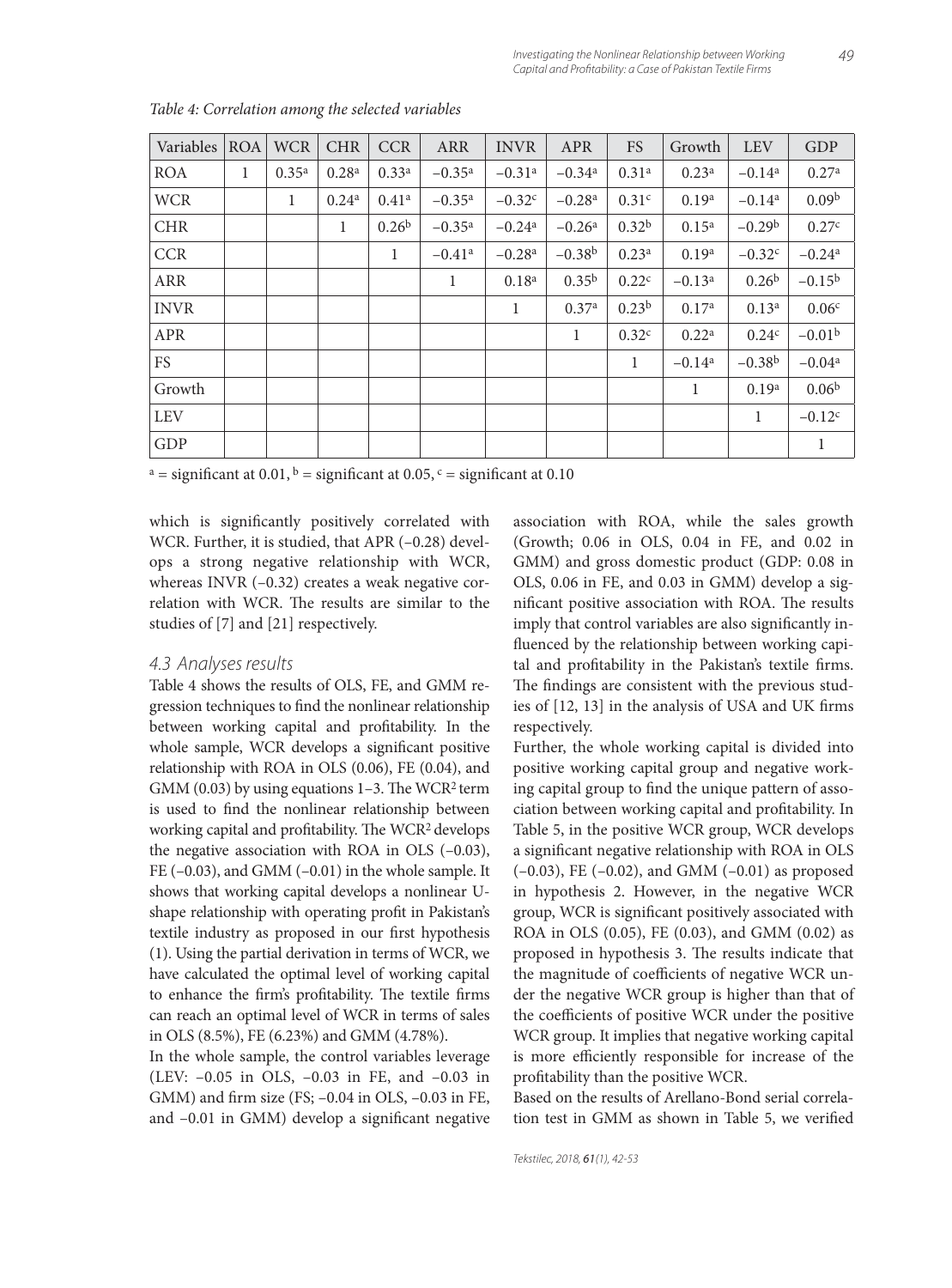*Table 4: Correlation among the selected variables*

| Variables | ROA | WCR | CHR | CCR | ARR | INVR | APR | FS | Growth | LEV | GDP |
|---|---|---|---|---|---|---|---|---|---|---|---|
| ROA | 1 | 0.35[a] | 0.28[a] | 0.33[a] | –0.35[a] | –0.31[a] | –0.34[a] | 0.31[a] | 0.23[a] | –0.14[a] | 0.27[a] |
| WCR | | 1 | 0.24[a] | 0.41[a] | –0.35[a] | –0.32[c] | –0.28[a] | 0.31[c] | 0.19[a] | –0.14[a] | 0.09[b] |
| CHR | | | 1 | 0.26[b] | –0.35[a] | –0.24[a] | –0.26[a] | 0.32[b] | 0.15[a] | –0.29[b] | 0.27[c] |
| CCR | | | | 1 | –0.41[a] | –0.28[a] | –0.38[b] | 0.23[a] | 0.19[a] | –0.32[c] | –0.24[a] |
| ARR | | | | | 1 | 0.18[a] | 0.35[b] | 0.22[c] | –0.13[a] | 0.26[b] | –0.15[b] |
| INVR | | | | | | 1 | 0.37[a] | 0.23[b] | 0.17[a] | 0.13[a] | 0.06[c] |
| APR | | | | | | | 1 | 0.32[c] | 0.22[a] | 0.24[c] | –0.01[b] |
| FS | | | | | | | | 1 | –0.14[a] | –0.38[b] | –0.04[a] |
| Growth | | | | | | | | | 1 | 0.19[a] | 0.06[b] |
| LEV | | | | | | | | | | 1 | –0.12[c] |
| GDP | | | | | | | | | | | 1 |

[a] = significant at 0.01, [b] = significant at 0.05, [c] = significant at 0.10

which is significantly positively correlated with WCR. Further, it is studied, that APR (–0.28) develops a strong negative relationship with WCR, whereas INVR (–0.32) creates a weak negative correlation with WCR. The results are similar to the studies of [7] and [21] respectively.

### 4.3 Analyses results

Table 4 shows the results of OLS, FE, and GMM regression techniques to find the nonlinear relationship between working capital and profitability. In the whole sample, WCR develops a significant positive relationship with ROA in OLS (0.06), FE (0.04), and GMM (0.03) by using equations 1–3. The $WCR^2$ term is used to find the nonlinear relationship between working capital and profitability. The $WCR^2$ develops the negative association with ROA in OLS (–0.03), FE (–0.03), and GMM (–0.01) in the whole sample. It shows that working capital develops a nonlinear U-shape relationship with operating profit in Pakistan's textile industry as proposed in our first hypothesis (1). Using the partial derivation in terms of WCR, we have calculated the optimal level of working capital to enhance the firm's profitability. The textile firms can reach an optimal level of WCR in terms of sales in OLS (8.5%), FE (6.23%) and GMM (4.78%).

In the whole sample, the control variables leverage (LEV: –0.05 in OLS, –0.03 in FE, and –0.03 in GMM) and firm size (FS; –0.04 in OLS, –0.03 in FE, and –0.01 in GMM) develop a significant negative association with ROA, while the sales growth (Growth; 0.06 in OLS, 0.04 in FE, and 0.02 in GMM) and gross domestic product (GDP: 0.08 in OLS, 0.06 in FE, and 0.03 in GMM) develop a significant positive association with ROA. The results imply that control variables are also significantly influenced by the relationship between working capital and profitability in the Pakistan's textile firms. The findings are consistent with the previous studies of [12, 13] in the analysis of USA and UK firms respectively.

Further, the whole working capital is divided into positive working capital group and negative working capital group to find the unique pattern of association between working capital and profitability. In Table 5, in the positive WCR group, WCR develops a significant negative relationship with ROA in OLS (–0.03), FE (–0.02), and GMM (–0.01) as proposed in hypothesis 2. However, in the negative WCR group, WCR is significant positively associated with ROA in OLS (0.05), FE (0.03), and GMM (0.02) as proposed in hypothesis 3. The results indicate that the magnitude of coefficients of negative WCR under the negative WCR group is higher than that of the coefficients of positive WCR under the positive WCR group. It implies that negative working capital is more efficiently responsible for increase of the profitability than the positive WCR.

Based on the results of Arellano-Bond serial correlation test in GMM as shown in Table 5, we verified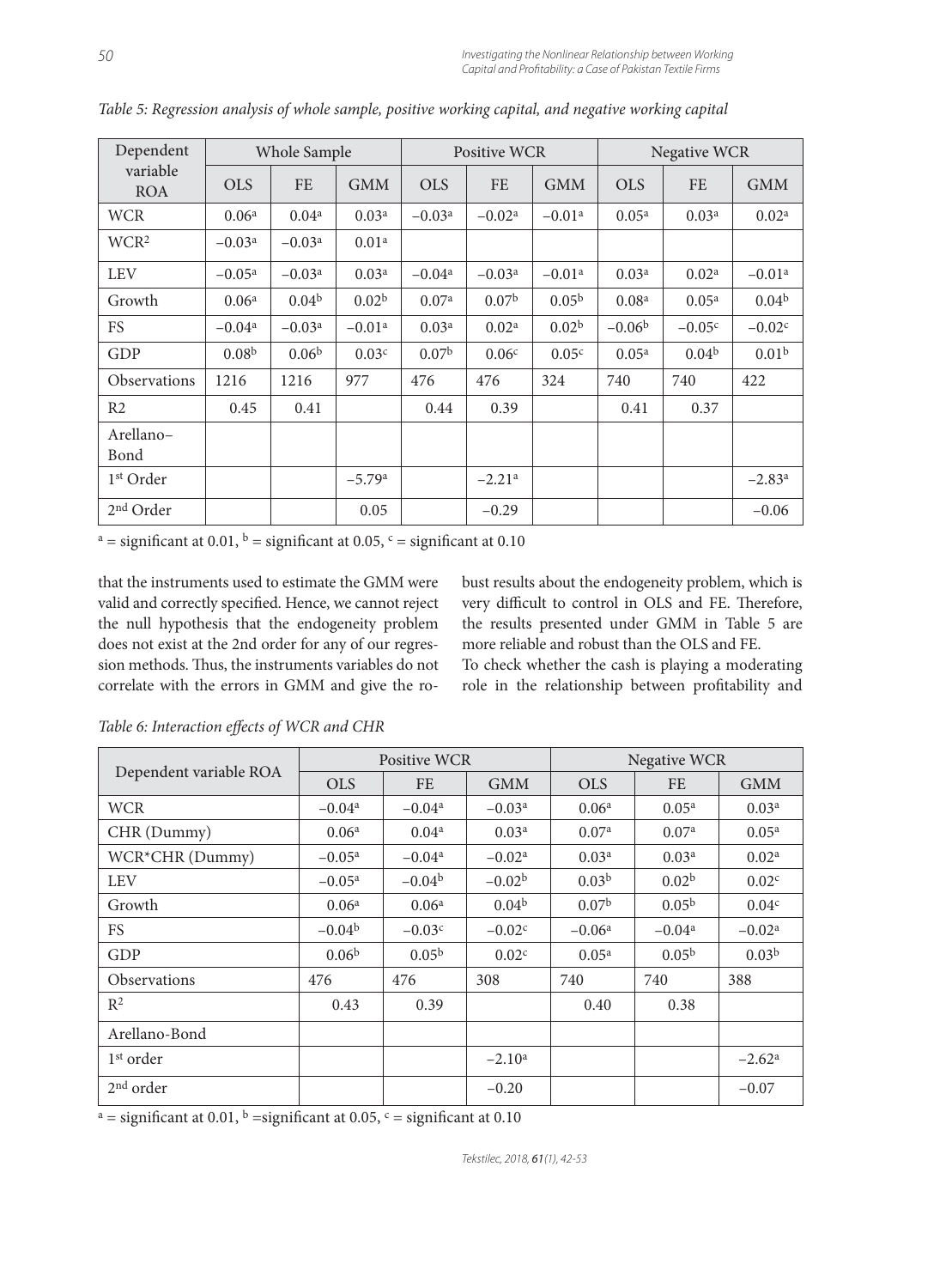*Table 5: Regression analysis of whole sample, positive working capital, and negative working capital*

| Dependent variable ROA | Whole Sample | | | Positive WCR | | | Negative WCR | | |
|---|---|---|---|---|---|---|---|---|---|
| | OLS | FE | GMM | OLS | FE | GMM | OLS | FE | GMM |
| WCR | 0.06[a] | 0.04[a] | 0.03[a] | −0.03[a] | −0.02[a] | −0.01[a] | 0.05[a] | 0.03[a] | 0.02[a] |
| WCR$^2$ | −0.03[a] | −0.03[a] | 0.01[a] | | | | | | |
| LEV | −0.05[a] | −0.03[a] | 0.03[a] | −0.04[a] | −0.03[a] | −0.01[a] | 0.03[a] | 0.02[a] | −0.01[a] |
| Growth | 0.06[a] | 0.04[b] | 0.02[b] | 0.07[a] | 0.07[b] | 0.05[b] | 0.08[a] | 0.05[a] | 0.04[b] |
| FS | −0.04[a] | −0.03[a] | −0.01[a] | 0.03[a] | 0.02[a] | 0.02[b] | −0.06[b] | −0.05[c] | −0.02[c] |
| GDP | 0.08[b] | 0.06[b] | 0.03[c] | 0.07[b] | 0.06[c] | 0.05[c] | 0.05[a] | 0.04[b] | 0.01[b] |
| Observations | 1216 | 1216 | 977 | 476 | 476 | 324 | 740 | 740 | 422 |
| R2 | 0.45 | 0.41 | | 0.44 | 0.39 | | 0.41 | 0.37 | |
| Arellano–Bond | | | | | | | | | |
| 1st Order | | | −5.79[a] | | −2.21[a] | | | | −2.83[a] |
| 2nd Order | | | 0.05 | | −0.29 | | | | −0.06 |

[a] = significant at 0.01, [b] = significant at 0.05, [c] = significant at 0.10

that the instruments used to estimate the GMM were valid and correctly specified. Hence, we cannot reject the null hypothesis that the endogeneity problem does not exist at the 2nd order for any of our regression methods. Thus, the instruments variables do not correlate with the errors in GMM and give the robust results about the endogeneity problem, which is very difficult to control in OLS and FE. Therefore, the results presented under GMM in Table 5 are more reliable and robust than the OLS and FE.

To check whether the cash is playing a moderating role in the relationship between profitability and

*Table 6: Interaction effects of WCR and CHR*

| Dependent variable ROA | Positive WCR | | | Negative WCR | | |
|---|---|---|---|---|---|---|
| | OLS | FE | GMM | OLS | FE | GMM |
| WCR | −0.04[a] | −0.04[a] | −0.03[a] | 0.06[a] | 0.05[a] | 0.03[a] |
| CHR (Dummy) | 0.06[a] | 0.04[a] | 0.03[a] | 0.07[a] | 0.07[a] | 0.05[a] |
| WCR*CHR (Dummy) | −0.05[a] | −0.04[a] | −0.02[a] | 0.03[a] | 0.03[a] | 0.02[a] |
| LEV | −0.05[a] | −0.04[b] | −0.02[b] | 0.03[b] | 0.02[b] | 0.02[c] |
| Growth | 0.06[a] | 0.06[a] | 0.04[b] | 0.07[b] | 0.05[b] | 0.04[c] |
| FS | −0.04[b] | −0.03[c] | −0.02[c] | −0.06[a] | −0.04[a] | −0.02[a] |
| GDP | 0.06[b] | 0.05[b] | 0.02[c] | 0.05[a] | 0.05[b] | 0.03[b] |
| Observations | 476 | 476 | 308 | 740 | 740 | 388 |
| $R^2$ | 0.43 | 0.39 | | 0.40 | 0.38 | |
| Arellano-Bond | | | | | | |
| 1st order | | | −2.10[a] | | | −2.62[a] |
| 2nd order | | | −0.20 | | | −0.07 |

[a] = significant at 0.01, [b] =significant at 0.05, [c] = significant at 0.10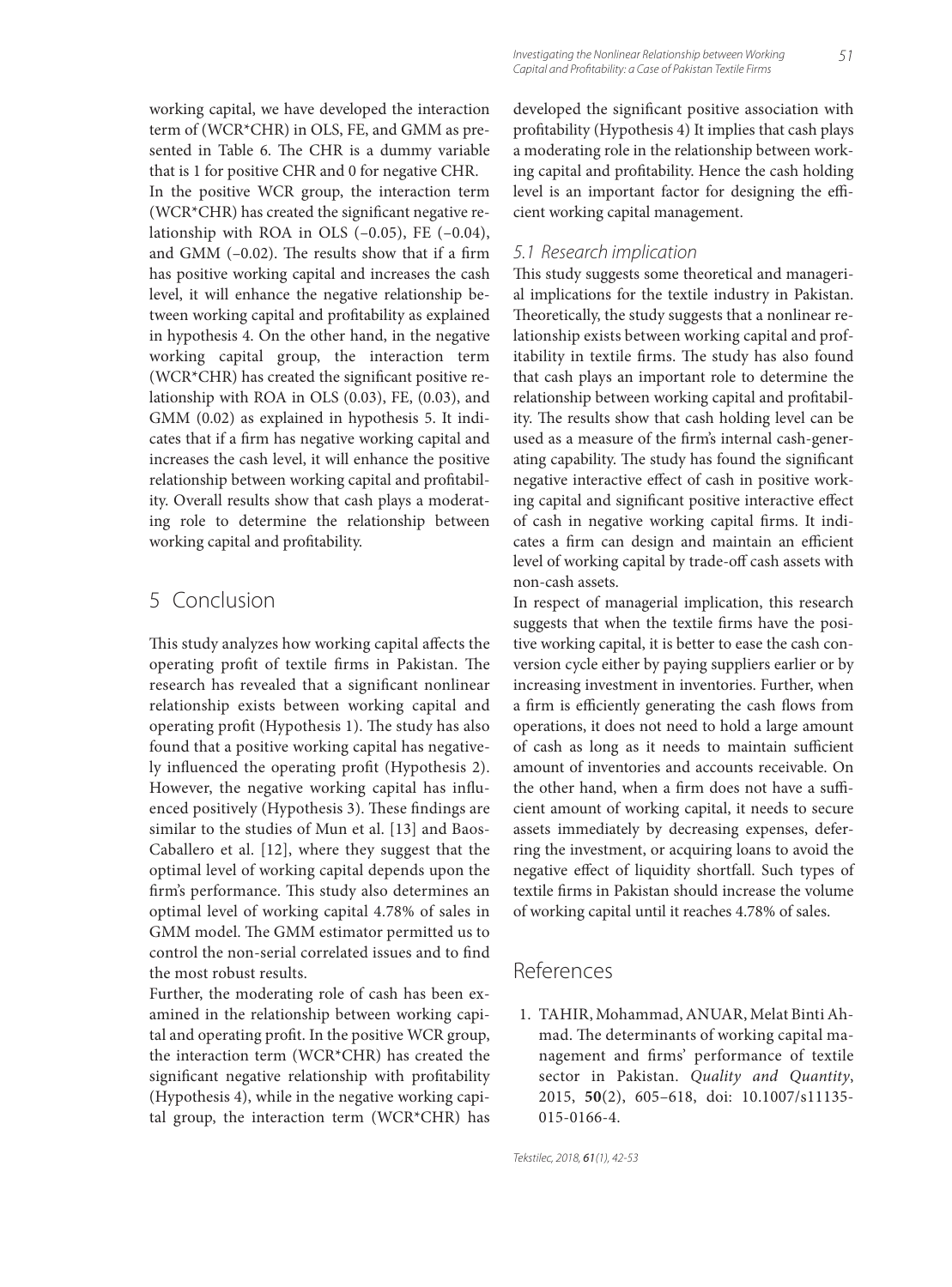working capital, we have developed the interaction term of (WCR*CHR) in OLS, FE, and GMM as presented in Table 6. The CHR is a dummy variable that is 1 for positive CHR and 0 for negative CHR.

In the positive WCR group, the interaction term (WCR*CHR) has created the significant negative relationship with ROA in OLS (–0.05), FE (–0.04), and GMM (–0.02). The results show that if a firm has positive working capital and increases the cash level, it will enhance the negative relationship between working capital and profitability as explained in hypothesis 4. On the other hand, in the negative working capital group, the interaction term (WCR*CHR) has created the significant positive relationship with ROA in OLS (0.03), FE, (0.03), and GMM (0.02) as explained in hypothesis 5. It indicates that if a firm has negative working capital and increases the cash level, it will enhance the positive relationship between working capital and profitability. Overall results show that cash plays a moderating role to determine the relationship between working capital and profitability.

## 5 Conclusion

This study analyzes how working capital affects the operating profit of textile firms in Pakistan. The research has revealed that a significant nonlinear relationship exists between working capital and operating profit (Hypothesis 1). The study has also found that a positive working capital has negatively influenced the operating profit (Hypothesis 2). However, the negative working capital has influenced positively (Hypothesis 3). These findings are similar to the studies of Mun et al. [13] and Baos-Caballero et al. [12], where they suggest that the optimal level of working capital depends upon the firm's performance. This study also determines an optimal level of working capital 4.78% of sales in GMM model. The GMM estimator permitted us to control the non-serial correlated issues and to find the most robust results.

Further, the moderating role of cash has been examined in the relationship between working capital and operating profit. In the positive WCR group, the interaction term (WCR*CHR) has created the significant negative relationship with profitability (Hypothesis 4), while in the negative working capital group, the interaction term (WCR*CHR) has developed the significant positive association with profitability (Hypothesis 4) It implies that cash plays a moderating role in the relationship between working capital and profitability. Hence the cash holding level is an important factor for designing the efficient working capital management.

### 5.1 Research implication

This study suggests some theoretical and managerial implications for the textile industry in Pakistan. Theoretically, the study suggests that a nonlinear relationship exists between working capital and profitability in textile firms. The study has also found that cash plays an important role to determine the relationship between working capital and profitability. The results show that cash holding level can be used as a measure of the firm's internal cash-generating capability. The study has found the significant negative interactive effect of cash in positive working capital and significant positive interactive effect of cash in negative working capital firms. It indicates a firm can design and maintain an efficient level of working capital by trade-off cash assets with non-cash assets.

In respect of managerial implication, this research suggests that when the textile firms have the positive working capital, it is better to ease the cash conversion cycle either by paying suppliers earlier or by increasing investment in inventories. Further, when a firm is efficiently generating the cash flows from operations, it does not need to hold a large amount of cash as long as it needs to maintain sufficient amount of inventories and accounts receivable. On the other hand, when a firm does not have a sufficient amount of working capital, it needs to secure assets immediately by decreasing expenses, deferring the investment, or acquiring loans to avoid the negative effect of liquidity shortfall. Such types of textile firms in Pakistan should increase the volume of working capital until it reaches 4.78% of sales.

## References

1. TAHIR, Mohammad, ANUAR, Melat Binti Ahmad. The determinants of working capital management and firms' performance of textile sector in Pakistan. *Quality and Quantity*, 2015, **50**(2), 605–618, doi: 10.1007/s11135-015-0166-4.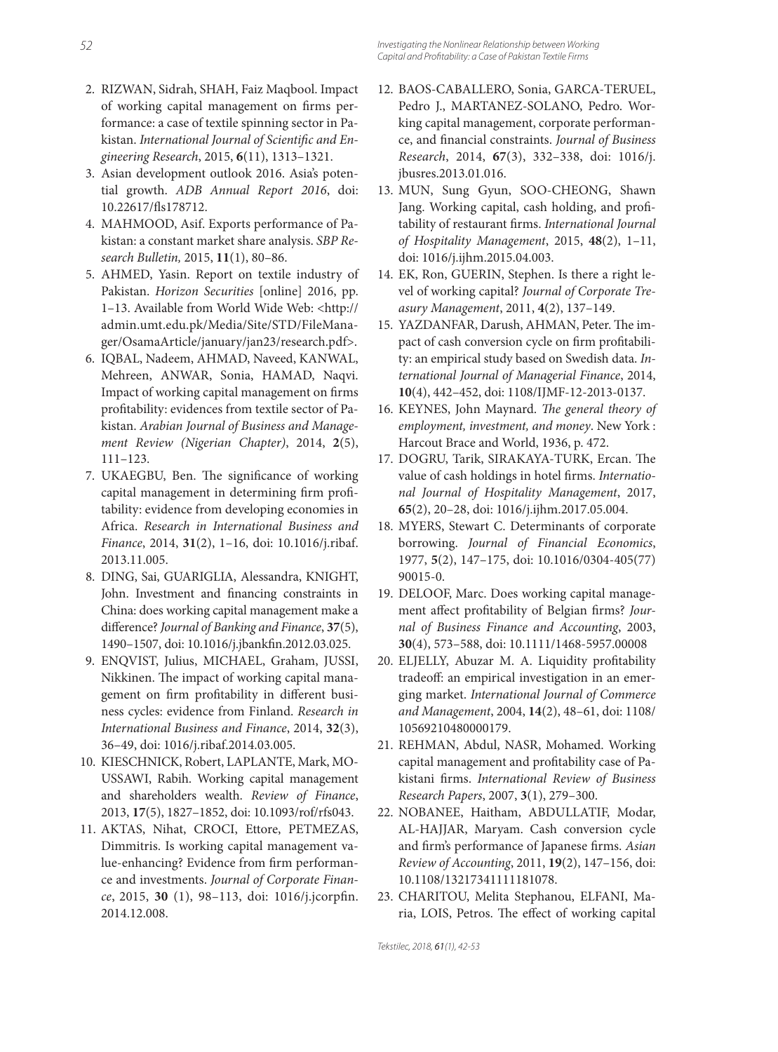2. RIZWAN, Sidrah, SHAH, Faiz Maqbool. Impact of working capital management on firms performance: a case of textile spinning sector in Pakistan. *International Journal of Scientific and Engineering Research*, 2015, **6**(11), 1313–1321.
3. Asian development outlook 2016. Asia's potential growth. *ADB Annual Report 2016*, doi: 10.22617/fls178712.
4. MAHMOOD, Asif. Exports performance of Pakistan: a constant market share analysis. *SBP Research Bulletin,* 2015, **11**(1), 80–86.
5. AHMED, Yasin. Report on textile industry of Pakistan. *Horizon Securities* [online] 2016, pp. 1–13. Available from World Wide Web: <http://admin.umt.edu.pk/Media/Site/STD/FileManager/OsamaArticle/january/jan23/research.pdf>.
6. IQBAL, Nadeem, AHMAD, Naveed, KANWAL, Mehreen, ANWAR, Sonia, HAMAD, Naqvi. Impact of working capital management on firms profitability: evidences from textile sector of Pakistan. *Arabian Journal of Business and Management Review (Nigerian Chapter)*, 2014, **2**(5), 111–123.
7. UKAEGBU, Ben. The significance of working capital management in determining firm profitability: evidence from developing economies in Africa. *Research in International Business and Finance*, 2014, **31**(2), 1–16, doi: 10.1016/j.ribaf.2013.11.005.
8. DING, Sai, GUARIGLIA, Alessandra, KNIGHT, John. Investment and financing constraints in China: does working capital management make a difference? *Journal of Banking and Finance*, **37**(5), 1490–1507, doi: 10.1016/j.jbankfin.2012.03.025.
9. ENQVIST, Julius, MICHAEL, Graham, JUSSI, Nikkinen. The impact of working capital management on firm profitability in different business cycles: evidence from Finland. *Research in International Business and Finance*, 2014, **32**(3), 36–49, doi: 1016/j.ribaf.2014.03.005.
10. KIESCHNICK, Robert, LAPLANTE, Mark, MOUSSAWI, Rabih. Working capital management and shareholders wealth. *Review of Finance*, 2013, **17**(5), 1827–1852, doi: 10.1093/rof/rfs043.
11. AKTAS, Nihat, CROCI, Ettore, PETMEZAS, Dimmitris. Is working capital management value-enhancing? Evidence from firm performance and investments. *Journal of Corporate Finance*, 2015, **30** (1), 98–113, doi: 1016/j.jcorpfin.2014.12.008.
12. BAOS-CABALLERO, Sonia, GARCA-TERUEL, Pedro J., MARTANEZ-SOLANO, Pedro. Working capital management, corporate performance, and financial constraints. *Journal of Business Research*, 2014, **67**(3), 332–338, doi: 1016/j.jbusres.2013.01.016.
13. MUN, Sung Gyun, SOO-CHEONG, Shawn Jang. Working capital, cash holding, and profitability of restaurant firms. *International Journal of Hospitality Management*, 2015, **48**(2), 1–11, doi: 1016/j.ijhm.2015.04.003.
14. EK, Ron, GUERIN, Stephen. Is there a right level of working capital? *Journal of Corporate Treasury Management*, 2011, **4**(2), 137–149.
15. YAZDANFAR, Darush, AHMAN, Peter. The impact of cash conversion cycle on firm profitability: an empirical study based on Swedish data. *International Journal of Managerial Finance*, 2014, **10**(4), 442–452, doi: 1108/IJMF-12-2013-0137.
16. KEYNES, John Maynard. *The general theory of employment, investment, and money*. New York : Harcout Brace and World, 1936, p. 472.
17. DOGRU, Tarik, SIRAKAYA-TURK, Ercan. The value of cash holdings in hotel firms. *International Journal of Hospitality Management*, 2017, **65**(2), 20–28, doi: 1016/j.ijhm.2017.05.004.
18. MYERS, Stewart C. Determinants of corporate borrowing. *Journal of Financial Economics*, 1977, **5**(2), 147–175, doi: 10.1016/0304-405(77)90015-0.
19. DELOOF, Marc. Does working capital management affect profitability of Belgian firms? *Journal of Business Finance and Accounting*, 2003, **30**(4), 573–588, doi: 10.1111/1468-5957.00008
20. ELJELLY, Abuzar M. A. Liquidity profitability tradeoff: an empirical investigation in an emerging market. *International Journal of Commerce and Management*, 2004, **14**(2), 48–61, doi: 1108/10569210480000179.
21. REHMAN, Abdul, NASR, Mohamed. Working capital management and profitability case of Pakistani firms. *International Review of Business Research Papers*, 2007, **3**(1), 279–300.
22. NOBANEE, Haitham, ABDULLATIF, Modar, AL-HAJJAR, Maryam. Cash conversion cycle and firm's performance of Japanese firms. *Asian Review of Accounting*, 2011, **19**(2), 147–156, doi: 10.1108/13217341111181078.
23. CHARITOU, Melita Stephanou, ELFANI, Maria, LOIS, Petros. The effect of working capital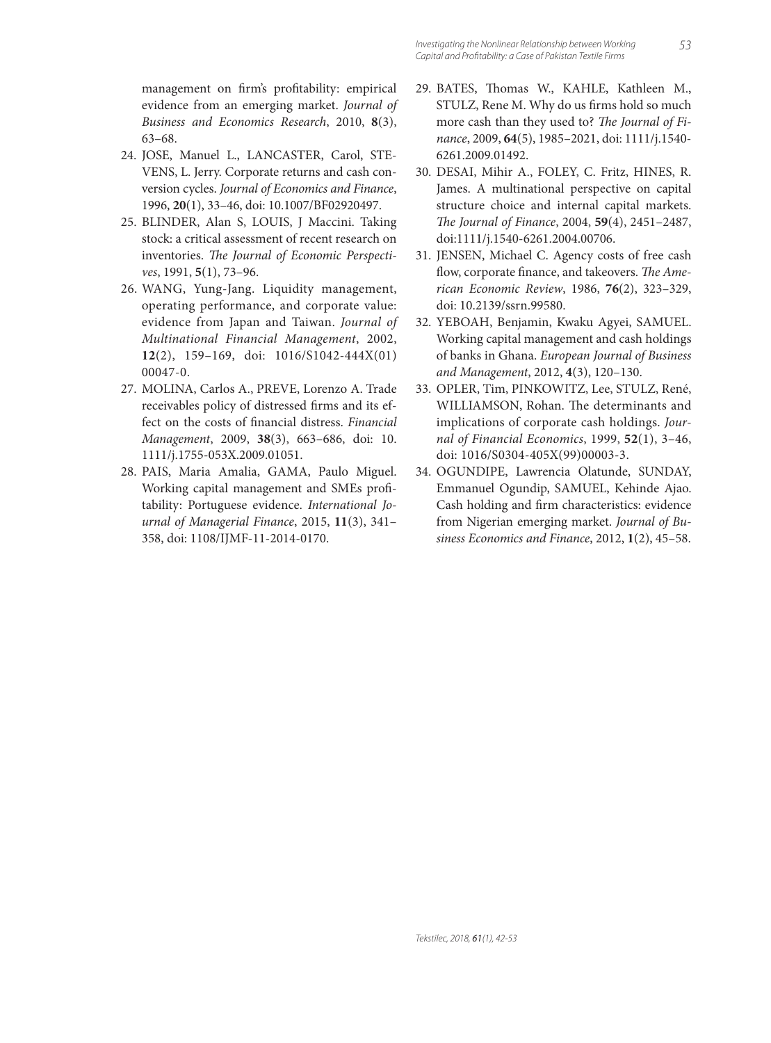management on firm's profitability: empirical evidence from an emerging market. *Journal of Business and Economics Research*, 2010, **8**(3), 63–68.

24. JOSE, Manuel L., LANCASTER, Carol, STEVENS, L. Jerry. Corporate returns and cash conversion cycles. *Journal of Economics and Finance*, 1996, **20**(1), 33–46, doi: 10.1007/BF02920497.
25. BLINDER, Alan S, LOUIS, J Maccini. Taking stock: a critical assessment of recent research on inventories. *The Journal of Economic Perspectives*, 1991, **5**(1), 73–96.
26. WANG, Yung-Jang. Liquidity management, operating performance, and corporate value: evidence from Japan and Taiwan. *Journal of Multinational Financial Management*, 2002, **12**(2), 159–169, doi: 1016/S1042-444X(01)00047-0.
27. MOLINA, Carlos A., PREVE, Lorenzo A. Trade receivables policy of distressed firms and its effect on the costs of financial distress. *Financial Management*, 2009, **38**(3), 663–686, doi: 10.1111/j.1755-053X.2009.01051.
28. PAIS, Maria Amalia, GAMA, Paulo Miguel. Working capital management and SMEs profitability: Portuguese evidence. *International Journal of Managerial Finance*, 2015, **11**(3), 341–358, doi: 1108/IJMF-11-2014-0170.
29. BATES, Thomas W., KAHLE, Kathleen M., STULZ, Rene M. Why do us firms hold so much more cash than they used to? *The Journal of Finance*, 2009, **64**(5), 1985–2021, doi: 1111/j.1540-6261.2009.01492.
30. DESAI, Mihir A., FOLEY, C. Fritz, HINES, R. James. A multinational perspective on capital structure choice and internal capital markets. *The Journal of Finance*, 2004, **59**(4), 2451–2487, doi:1111/j.1540-6261.2004.00706.
31. JENSEN, Michael C. Agency costs of free cash flow, corporate finance, and takeovers. *The American Economic Review*, 1986, **76**(2), 323–329, doi: 10.2139/ssrn.99580.
32. YEBOAH, Benjamin, Kwaku Agyei, SAMUEL. Working capital management and cash holdings of banks in Ghana. *European Journal of Business and Management*, 2012, **4**(3), 120–130.
33. OPLER, Tim, PINKOWITZ, Lee, STULZ, René, WILLIAMSON, Rohan. The determinants and implications of corporate cash holdings. *Journal of Financial Economics*, 1999, **52**(1), 3–46, doi: 1016/S0304-405X(99)00003-3.
34. OGUNDIPE, Lawrencia Olatunde, SUNDAY, Emmanuel Ogundip, SAMUEL, Kehinde Ajao. Cash holding and firm characteristics: evidence from Nigerian emerging market. *Journal of Business Economics and Finance*, 2012, **1**(2), 45–58.